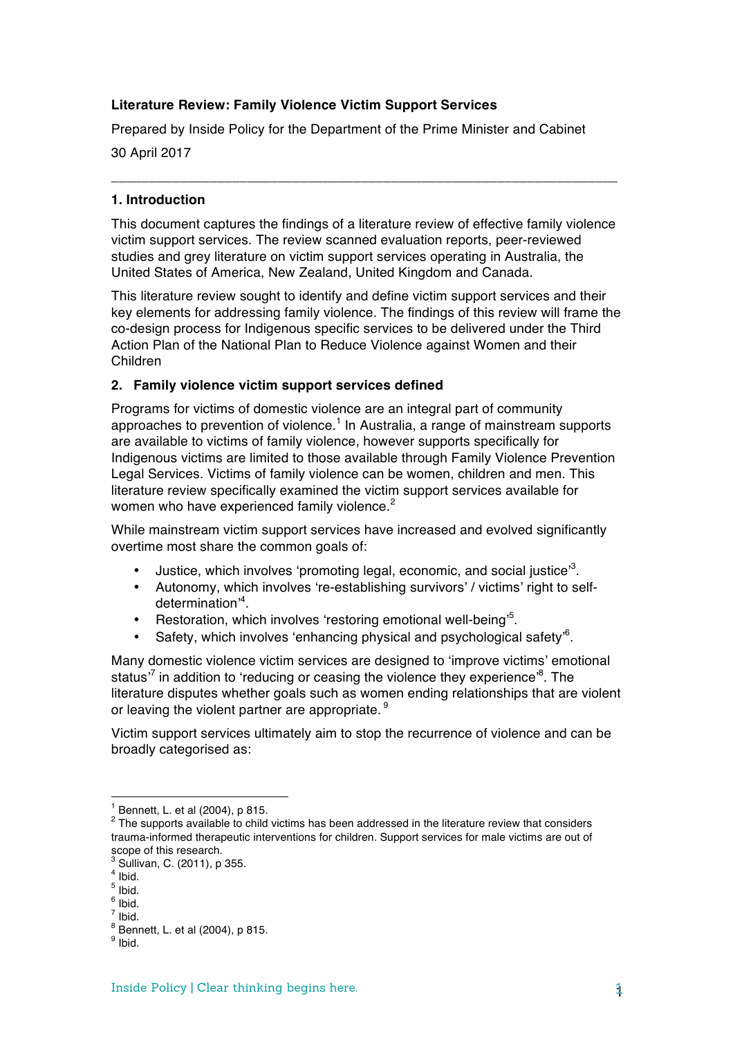**Literature Review: Family Violence Victim Support Services**

Prepared by Inside Policy for the Department of the Prime Minister and Cabinet

30 April 2017

---

## 1. Introduction

This document captures the findings of a literature review of effective family violence victim support services. The review scanned evaluation reports, peer-reviewed studies and grey literature on victim support services operating in Australia, the United States of America, New Zealand, United Kingdom and Canada.

This literature review sought to identify and define victim support services and their key elements for addressing family violence. The findings of this review will frame the co-design process for Indigenous specific services to be delivered under the Third Action Plan of the National Plan to Reduce Violence against Women and their Children

## 2. Family violence victim support services defined

Programs for victims of domestic violence are an integral part of community approaches to prevention of violence.[1] In Australia, a range of mainstream supports are available to victims of family violence, however supports specifically for Indigenous victims are limited to those available through Family Violence Prevention Legal Services. Victims of family violence can be women, children and men. This literature review specifically examined the victim support services available for women who have experienced family violence.[2]

While mainstream victim support services have increased and evolved significantly overtime most share the common goals of:

- Justice, which involves 'promoting legal, economic, and social justice'[3].
- Autonomy, which involves 're-establishing survivors' / victims' right to self-determination'[4].
- Restoration, which involves 'restoring emotional well-being'[5].
- Safety, which involves 'enhancing physical and psychological safety'[6].

Many domestic violence victim services are designed to 'improve victims' emotional status'[7] in addition to 'reducing or ceasing the violence they experience'[8]. The literature disputes whether goals such as women ending relationships that are violent or leaving the violent partner are appropriate. [9]

Victim support services ultimately aim to stop the recurrence of violence and can be broadly categorised as:

---

[1] Bennett, L. et al (2004), p 815.

[2] The supports available to child victims has been addressed in the literature review that considers trauma-informed therapeutic interventions for children. Support services for male victims are out of scope of this research.

[3] Sullivan, C. (2011), p 355.

[4] Ibid.

[5] Ibid.

[6] Ibid.

[7] Ibid.

[8] Bennett, L. et al (2004), p 815.

[9] Ibid.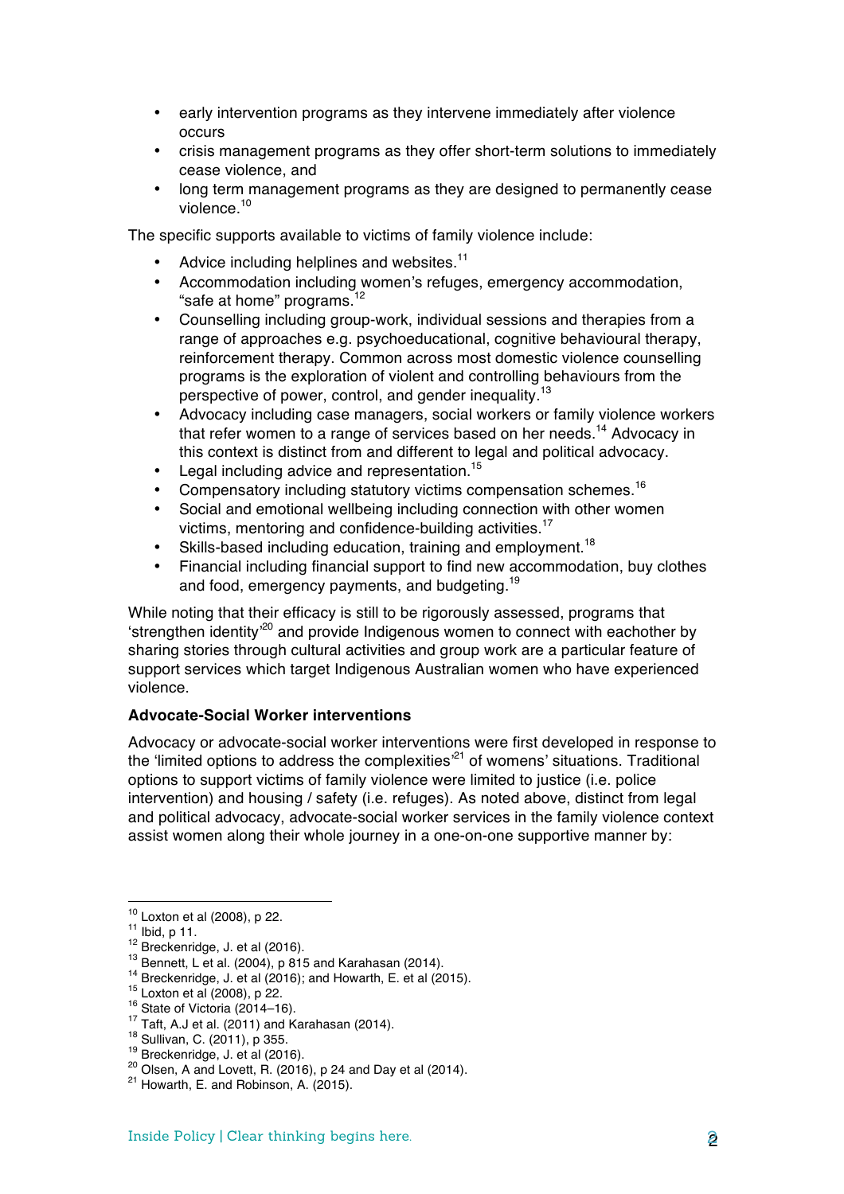- early intervention programs as they intervene immediately after violence occurs
- crisis management programs as they offer short-term solutions to immediately cease violence, and
- long term management programs as they are designed to permanently cease violence.[10]

The specific supports available to victims of family violence include:

- Advice including helplines and websites.[11]
- Accommodation including women's refuges, emergency accommodation, "safe at home" programs.[12]
- Counselling including group-work, individual sessions and therapies from a range of approaches e.g. psychoeducational, cognitive behavioural therapy, reinforcement therapy. Common across most domestic violence counselling programs is the exploration of violent and controlling behaviours from the perspective of power, control, and gender inequality.[13]
- Advocacy including case managers, social workers or family violence workers that refer women to a range of services based on her needs.[14] Advocacy in this context is distinct from and different to legal and political advocacy.
- Legal including advice and representation.[15]
- Compensatory including statutory victims compensation schemes.[16]
- Social and emotional wellbeing including connection with other women victims, mentoring and confidence-building activities.[17]
- Skills-based including education, training and employment.[18]
- Financial including financial support to find new accommodation, buy clothes and food, emergency payments, and budgeting.[19]

While noting that their efficacy is still to be rigorously assessed, programs that 'strengthen identity'[20] and provide Indigenous women to connect with eachother by sharing stories through cultural activities and group work are a particular feature of support services which target Indigenous Australian women who have experienced violence.

**Advocate-Social Worker interventions**

Advocacy or advocate-social worker interventions were first developed in response to the 'limited options to address the complexities'[21] of womens' situations. Traditional options to support victims of family violence were limited to justice (i.e. police intervention) and housing / safety (i.e. refuges). As noted above, distinct from legal and political advocacy, advocate-social worker services in the family violence context assist women along their whole journey in a one-on-one supportive manner by:

---

[10] Loxton et al (2008), p 22.
[11] Ibid, p 11.
[12] Breckenridge, J. et al (2016).
[13] Bennett, L et al. (2004), p 815 and Karahasan (2014).
[14] Breckenridge, J. et al (2016); and Howarth, E. et al (2015).
[15] Loxton et al (2008), p 22.
[16] State of Victoria (2014–16).
[17] Taft, A.J et al. (2011) and Karahasan (2014).
[18] Sullivan, C. (2011), p 355.
[19] Breckenridge, J. et al (2016).
[20] Olsen, A and Lovett, R. (2016), p 24 and Day et al (2014).
[21] Howarth, E. and Robinson, A. (2015).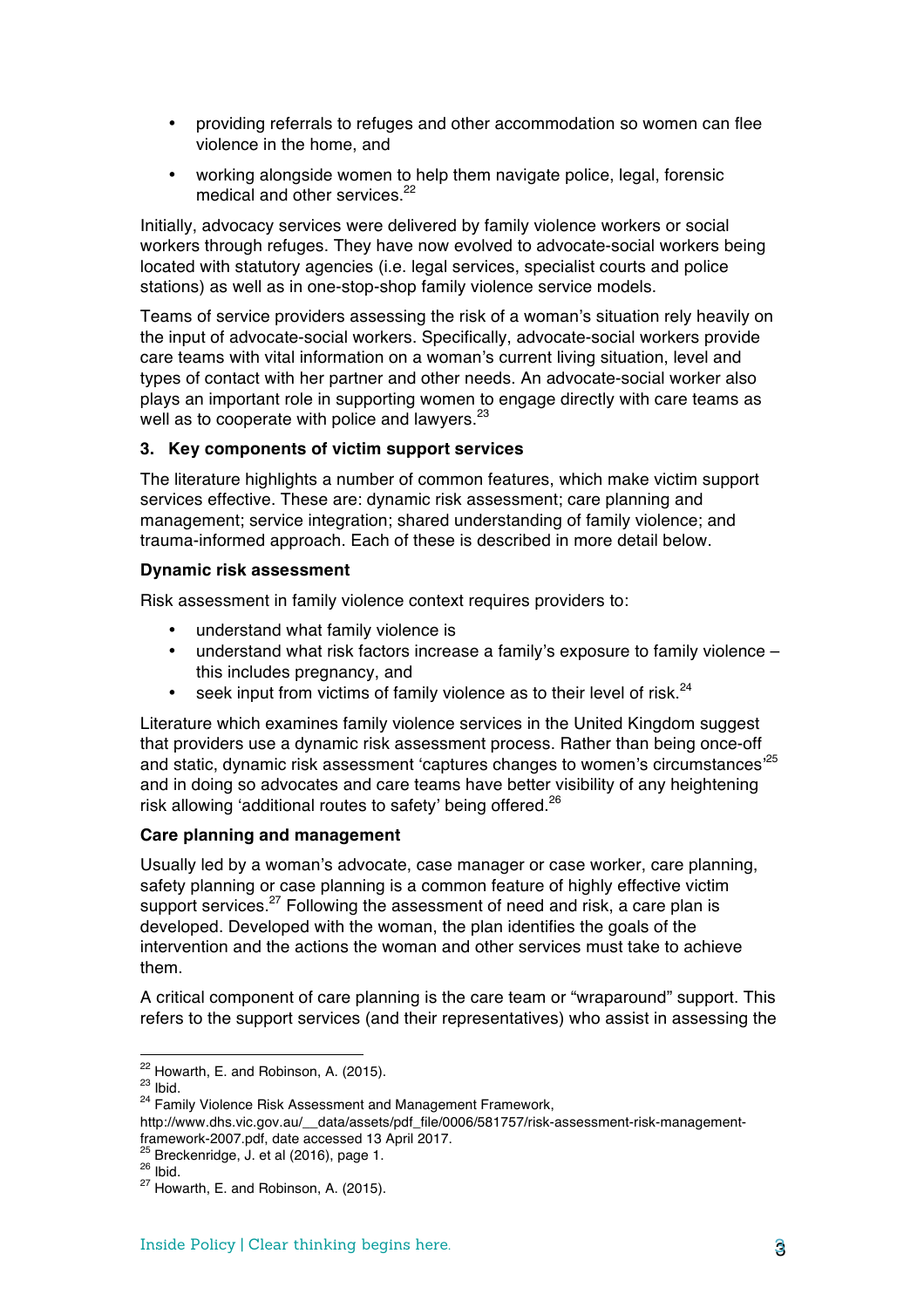- providing referrals to refuges and other accommodation so women can flee violence in the home, and
- working alongside women to help them navigate police, legal, forensic medical and other services.[22]

Initially, advocacy services were delivered by family violence workers or social workers through refuges. They have now evolved to advocate-social workers being located with statutory agencies (i.e. legal services, specialist courts and police stations) as well as in one-stop-shop family violence service models.

Teams of service providers assessing the risk of a woman's situation rely heavily on the input of advocate-social workers. Specifically, advocate-social workers provide care teams with vital information on a woman's current living situation, level and types of contact with her partner and other needs. An advocate-social worker also plays an important role in supporting women to engage directly with care teams as well as to cooperate with police and lawyers.[23]

### 3. Key components of victim support services

The literature highlights a number of common features, which make victim support services effective. These are: dynamic risk assessment; care planning and management; service integration; shared understanding of family violence; and trauma-informed approach. Each of these is described in more detail below.

#### Dynamic risk assessment

Risk assessment in family violence context requires providers to:

- understand what family violence is
- understand what risk factors increase a family's exposure to family violence – this includes pregnancy, and
- seek input from victims of family violence as to their level of risk.[24]

Literature which examines family violence services in the United Kingdom suggest that providers use a dynamic risk assessment process. Rather than being once-off and static, dynamic risk assessment 'captures changes to women's circumstances'[25] and in doing so advocates and care teams have better visibility of any heightening risk allowing 'additional routes to safety' being offered.[26]

#### Care planning and management

Usually led by a woman's advocate, case manager or case worker, care planning, safety planning or case planning is a common feature of highly effective victim support services.[27] Following the assessment of need and risk, a care plan is developed. Developed with the woman, the plan identifies the goals of the intervention and the actions the woman and other services must take to achieve them.

A critical component of care planning is the care team or "wraparound" support. This refers to the support services (and their representatives) who assist in assessing the

---

[22] Howarth, E. and Robinson, A. (2015).

[23] Ibid.

[24] Family Violence Risk Assessment and Management Framework, http://www.dhs.vic.gov.au/__data/assets/pdf_file/0006/581757/risk-assessment-risk-management-framework-2007.pdf, date accessed 13 April 2017.

[25] Breckenridge, J. et al (2016), page 1.

[26] Ibid.

[27] Howarth, E. and Robinson, A. (2015).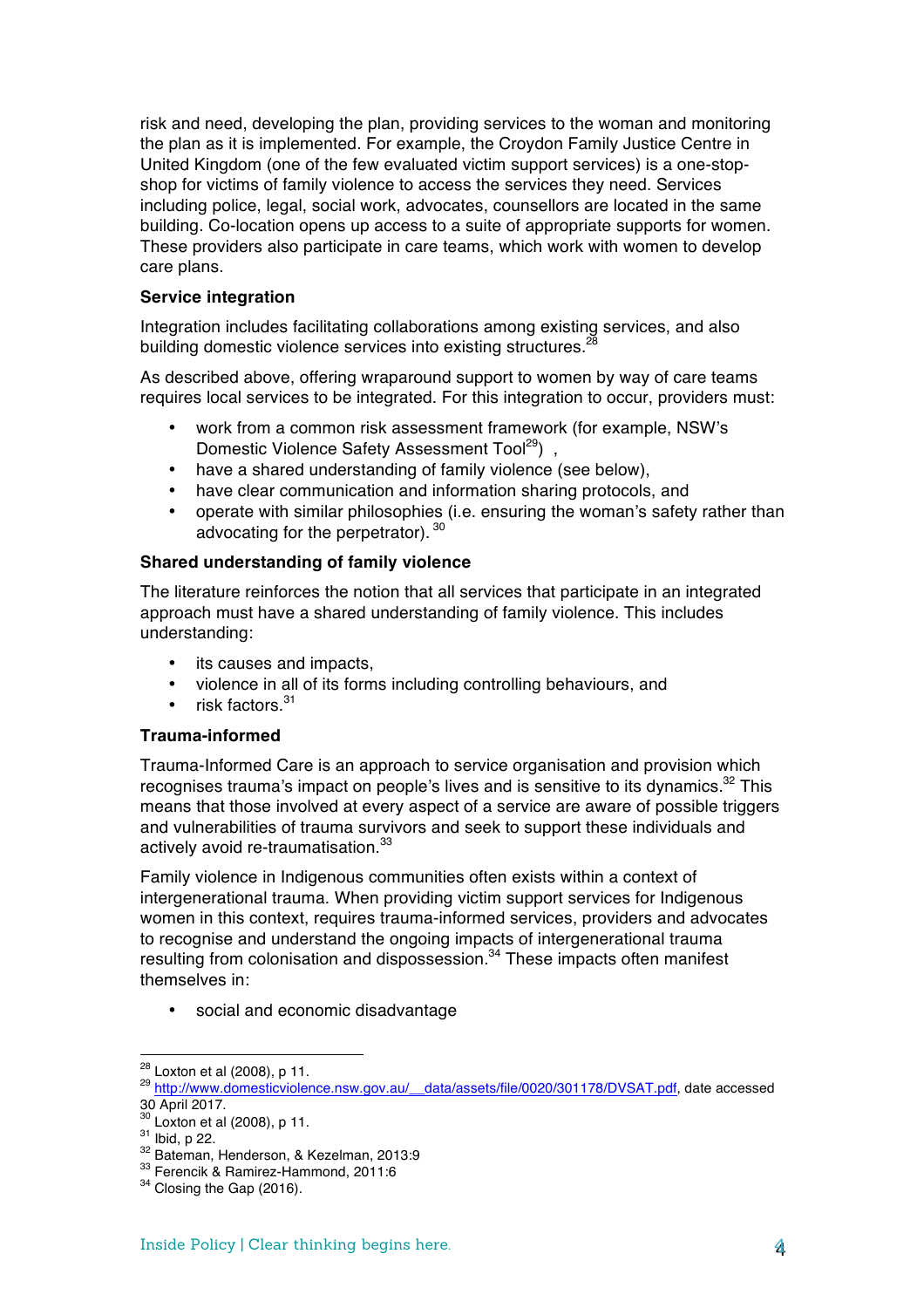risk and need, developing the plan, providing services to the woman and monitoring the plan as it is implemented. For example, the Croydon Family Justice Centre in United Kingdom (one of the few evaluated victim support services) is a one-stop-shop for victims of family violence to access the services they need. Services including police, legal, social work, advocates, counsellors are located in the same building. Co-location opens up access to a suite of appropriate supports for women. These providers also participate in care teams, which work with women to develop care plans.

**Service integration**

Integration includes facilitating collaborations among existing services, and also building domestic violence services into existing structures.[28]

As described above, offering wraparound support to women by way of care teams requires local services to be integrated. For this integration to occur, providers must:

- work from a common risk assessment framework (for example, NSW's Domestic Violence Safety Assessment Tool[29]) ,
- have a shared understanding of family violence (see below),
- have clear communication and information sharing protocols, and
- operate with similar philosophies (i.e. ensuring the woman's safety rather than advocating for the perpetrator). [30]

**Shared understanding of family violence**

The literature reinforces the notion that all services that participate in an integrated approach must have a shared understanding of family violence. This includes understanding:

- its causes and impacts,
- violence in all of its forms including controlling behaviours, and
- risk factors.[31]

**Trauma-informed**

Trauma-Informed Care is an approach to service organisation and provision which recognises trauma's impact on people's lives and is sensitive to its dynamics.[32] This means that those involved at every aspect of a service are aware of possible triggers and vulnerabilities of trauma survivors and seek to support these individuals and actively avoid re-traumatisation.[33]

Family violence in Indigenous communities often exists within a context of intergenerational trauma. When providing victim support services for Indigenous women in this context, requires trauma-informed services, providers and advocates to recognise and understand the ongoing impacts of intergenerational trauma resulting from colonisation and dispossession.[34] These impacts often manifest themselves in:

- social and economic disadvantage

---

[28] Loxton et al (2008), p 11.
[29] http://www.domesticviolence.nsw.gov.au/__data/assets/file/0020/301178/DVSAT.pdf, date accessed 30 April 2017.
[30] Loxton et al (2008), p 11.
[31] Ibid, p 22.
[32] Bateman, Henderson, & Kezelman, 2013:9
[33] Ferencik & Ramirez-Hammond, 2011:6
[34] Closing the Gap (2016).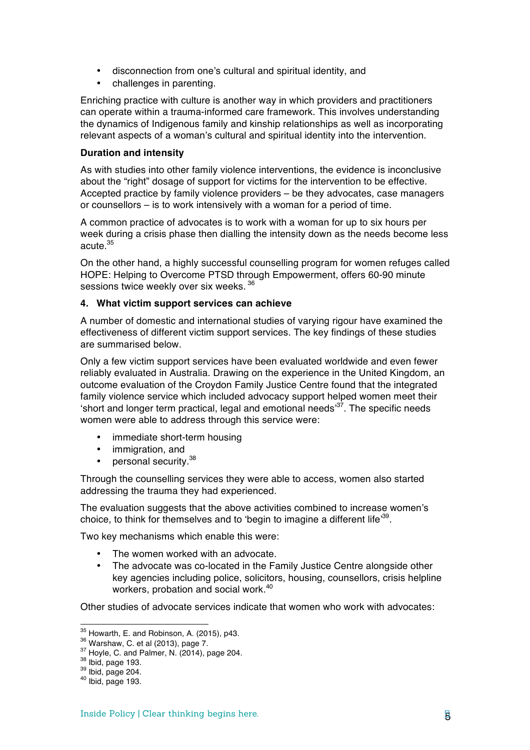- disconnection from one's cultural and spiritual identity, and
- challenges in parenting.

Enriching practice with culture is another way in which providers and practitioners can operate within a trauma-informed care framework. This involves understanding the dynamics of Indigenous family and kinship relationships as well as incorporating relevant aspects of a woman's cultural and spiritual identity into the intervention.

**Duration and intensity**

As with studies into other family violence interventions, the evidence is inconclusive about the "right" dosage of support for victims for the intervention to be effective. Accepted practice by family violence providers – be they advocates, case managers or counsellors – is to work intensively with a woman for a period of time.

A common practice of advocates is to work with a woman for up to six hours per week during a crisis phase then dialling the intensity down as the needs become less acute.[35]

On the other hand, a highly successful counselling program for women refuges called HOPE: Helping to Overcome PTSD through Empowerment, offers 60-90 minute sessions twice weekly over six weeks.[36]

## 4. What victim support services can achieve

A number of domestic and international studies of varying rigour have examined the effectiveness of different victim support services. The key findings of these studies are summarised below.

Only a few victim support services have been evaluated worldwide and even fewer reliably evaluated in Australia. Drawing on the experience in the United Kingdom, an outcome evaluation of the Croydon Family Justice Centre found that the integrated family violence service which included advocacy support helped women meet their 'short and longer term practical, legal and emotional needs'[37]. The specific needs women were able to address through this service were:

- immediate short-term housing
- immigration, and
- personal security.[38]

Through the counselling services they were able to access, women also started addressing the trauma they had experienced.

The evaluation suggests that the above activities combined to increase women's choice, to think for themselves and to 'begin to imagine a different life'[39].

Two key mechanisms which enable this were:

- The women worked with an advocate.
- The advocate was co-located in the Family Justice Centre alongside other key agencies including police, solicitors, housing, counsellors, crisis helpline workers, probation and social work.[40]

Other studies of advocate services indicate that women who work with advocates:

---

[35] Howarth, E. and Robinson, A. (2015), p43.

[36] Warshaw, C. et al (2013), page 7.

[37] Hoyle, C. and Palmer, N. (2014), page 204.

[38] Ibid, page 193.

[39] Ibid, page 204.

[40] Ibid, page 193.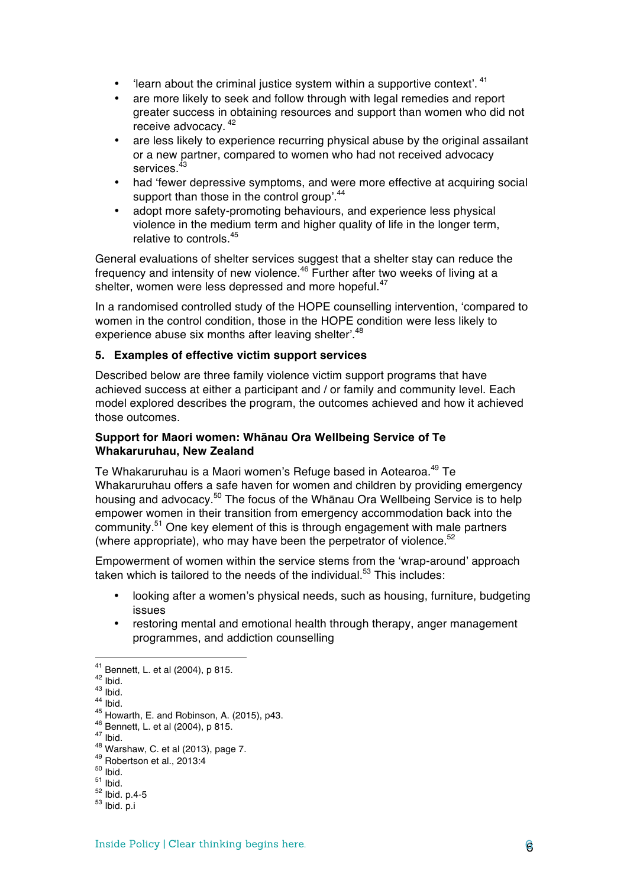- 'learn about the criminal justice system within a supportive context'. [41]
- are more likely to seek and follow through with legal remedies and report greater success in obtaining resources and support than women who did not receive advocacy. [42]
- are less likely to experience recurring physical abuse by the original assailant or a new partner, compared to women who had not received advocacy services.[43]
- had 'fewer depressive symptoms, and were more effective at acquiring social support than those in the control group'.[44]
- adopt more safety-promoting behaviours, and experience less physical violence in the medium term and higher quality of life in the longer term, relative to controls.[45]

General evaluations of shelter services suggest that a shelter stay can reduce the frequency and intensity of new violence.[46] Further after two weeks of living at a shelter, women were less depressed and more hopeful.[47]

In a randomised controlled study of the HOPE counselling intervention, 'compared to women in the control condition, those in the HOPE condition were less likely to experience abuse six months after leaving shelter'.[48]

## 5. Examples of effective victim support services

Described below are three family violence victim support programs that have achieved success at either a participant and / or family and community level. Each model explored describes the program, the outcomes achieved and how it achieved those outcomes.

### Support for Maori women: Whānau Ora Wellbeing Service of Te Whakaruruhau, New Zealand

Te Whakaruruhau is a Maori women's Refuge based in Aotearoa.[49] Te Whakaruruhau offers a safe haven for women and children by providing emergency housing and advocacy.[50] The focus of the Whānau Ora Wellbeing Service is to help empower women in their transition from emergency accommodation back into the community.[51] One key element of this is through engagement with male partners (where appropriate), who may have been the perpetrator of violence.[52]

Empowerment of women within the service stems from the 'wrap-around' approach taken which is tailored to the needs of the individual.[53] This includes:

- looking after a women's physical needs, such as housing, furniture, budgeting issues
- restoring mental and emotional health through therapy, anger management programmes, and addiction counselling

---

[41] Bennett, L. et al (2004), p 815.
[42] Ibid.
[43] Ibid.
[44] Ibid.
[45] Howarth, E. and Robinson, A. (2015), p43.
[46] Bennett, L. et al (2004), p 815.
[47] Ibid.
[48] Warshaw, C. et al (2013), page 7.
[49] Robertson et al., 2013:4
[50] Ibid.
[51] Ibid.
[52] Ibid. p.4-5
[53] Ibid. p.i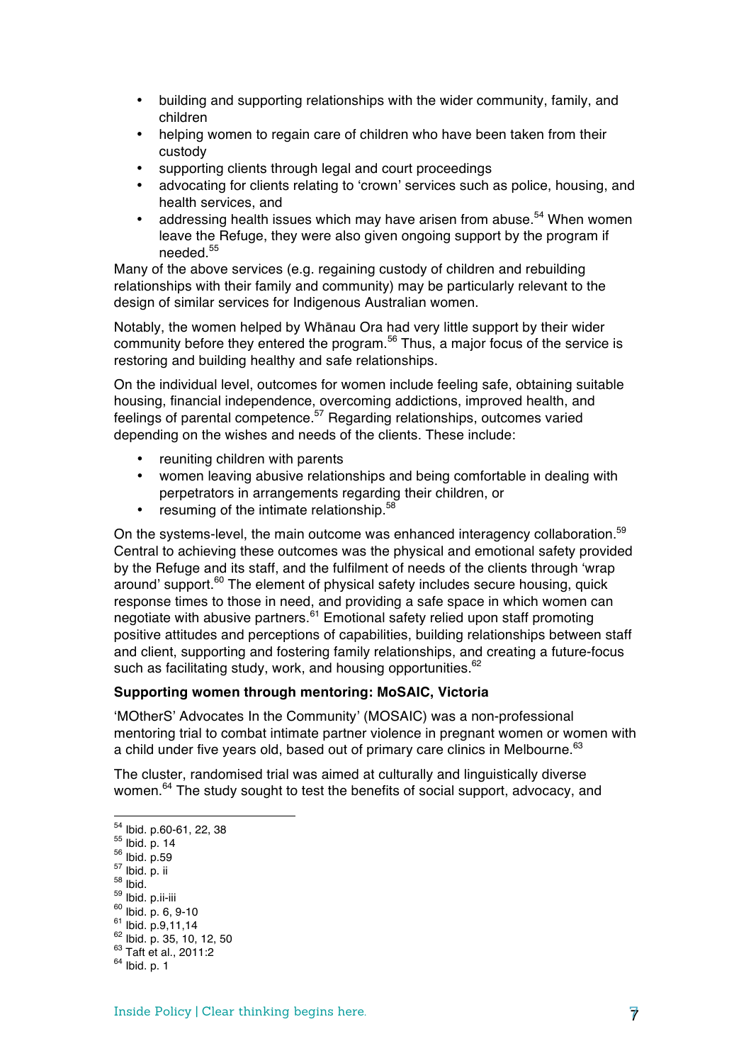- building and supporting relationships with the wider community, family, and children
- helping women to regain care of children who have been taken from their custody
- supporting clients through legal and court proceedings
- advocating for clients relating to 'crown' services such as police, housing, and health services, and
- addressing health issues which may have arisen from abuse.[54] When women leave the Refuge, they were also given ongoing support by the program if needed.[55]

Many of the above services (e.g. regaining custody of children and rebuilding relationships with their family and community) may be particularly relevant to the design of similar services for Indigenous Australian women.

Notably, the women helped by Whānau Ora had very little support by their wider community before they entered the program.[56] Thus, a major focus of the service is restoring and building healthy and safe relationships.

On the individual level, outcomes for women include feeling safe, obtaining suitable housing, financial independence, overcoming addictions, improved health, and feelings of parental competence.[57] Regarding relationships, outcomes varied depending on the wishes and needs of the clients. These include:

- reuniting children with parents
- women leaving abusive relationships and being comfortable in dealing with perpetrators in arrangements regarding their children, or
- resuming of the intimate relationship.[58]

On the systems-level, the main outcome was enhanced interagency collaboration.[59] Central to achieving these outcomes was the physical and emotional safety provided by the Refuge and its staff, and the fulfilment of needs of the clients through 'wrap around' support.[60] The element of physical safety includes secure housing, quick response times to those in need, and providing a safe space in which women can negotiate with abusive partners.[61] Emotional safety relied upon staff promoting positive attitudes and perceptions of capabilities, building relationships between staff and client, supporting and fostering family relationships, and creating a future-focus such as facilitating study, work, and housing opportunities.[62]

**Supporting women through mentoring: MoSAIC, Victoria**

'MOtherS' Advocates In the Community' (MOSAIC) was a non-professional mentoring trial to combat intimate partner violence in pregnant women or women with a child under five years old, based out of primary care clinics in Melbourne.[63]

The cluster, randomised trial was aimed at culturally and linguistically diverse women.[64] The study sought to test the benefits of social support, advocacy, and

---

[54] Ibid. p.60-61, 22, 38
[55] Ibid. p. 14
[56] Ibid. p.59
[57] Ibid. p. ii
[58] Ibid.
[59] Ibid. p.ii-iii
[60] Ibid. p. 6, 9-10
[61] Ibid. p.9,11,14
[62] Ibid. p. 35, 10, 12, 50
[63] Taft et al., 2011:2
[64] Ibid. p. 1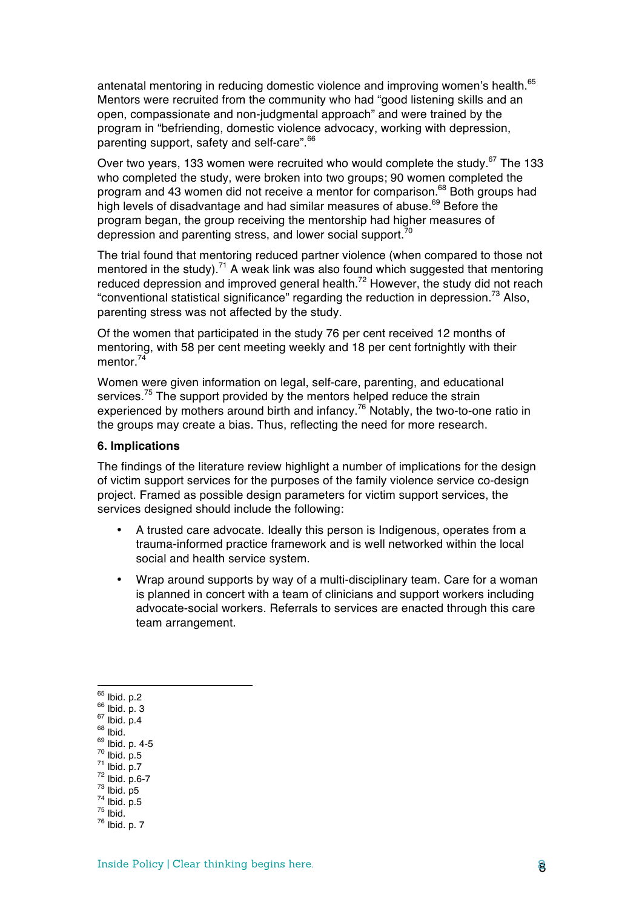antenatal mentoring in reducing domestic violence and improving women's health.[65] Mentors were recruited from the community who had "good listening skills and an open, compassionate and non-judgmental approach" and were trained by the program in "befriending, domestic violence advocacy, working with depression, parenting support, safety and self-care".[66]

Over two years, 133 women were recruited who would complete the study.[67] The 133 who completed the study, were broken into two groups; 90 women completed the program and 43 women did not receive a mentor for comparison.[68] Both groups had high levels of disadvantage and had similar measures of abuse.[69] Before the program began, the group receiving the mentorship had higher measures of depression and parenting stress, and lower social support.[70]

The trial found that mentoring reduced partner violence (when compared to those not mentored in the study).[71] A weak link was also found which suggested that mentoring reduced depression and improved general health.[72] However, the study did not reach "conventional statistical significance" regarding the reduction in depression.[73] Also, parenting stress was not affected by the study.

Of the women that participated in the study 76 per cent received 12 months of mentoring, with 58 per cent meeting weekly and 18 per cent fortnightly with their mentor.[74]

Women were given information on legal, self-care, parenting, and educational services.[75] The support provided by the mentors helped reduce the strain experienced by mothers around birth and infancy.[76] Notably, the two-to-one ratio in the groups may create a bias. Thus, reflecting the need for more research.

**6. Implications**

The findings of the literature review highlight a number of implications for the design of victim support services for the purposes of the family violence service co-design project. Framed as possible design parameters for victim support services, the services designed should include the following:

- A trusted care advocate. Ideally this person is Indigenous, operates from a trauma-informed practice framework and is well networked within the local social and health service system.
- Wrap around supports by way of a multi-disciplinary team. Care for a woman is planned in concert with a team of clinicians and support workers including advocate-social workers. Referrals to services are enacted through this care team arrangement.

---

[65] Ibid. p.2
[66] Ibid. p. 3
[67] Ibid. p.4
[68] Ibid.
[69] Ibid. p. 4-5
[70] Ibid. p.5
[71] Ibid. p.7
[72] Ibid. p.6-7
[73] Ibid. p5
[74] Ibid. p.5
[75] Ibid.
[76] Ibid. p. 7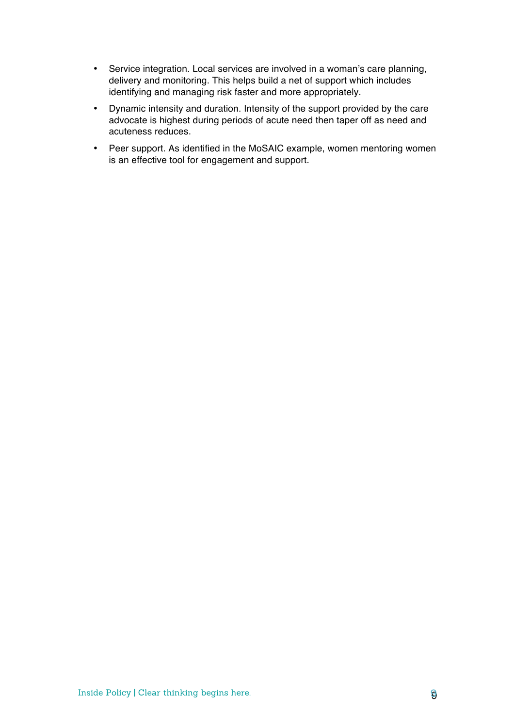- Service integration. Local services are involved in a woman's care planning, delivery and monitoring. This helps build a net of support which includes identifying and managing risk faster and more appropriately.
- Dynamic intensity and duration. Intensity of the support provided by the care advocate is highest during periods of acute need then taper off as need and acuteness reduces.
- Peer support. As identified in the MoSAIC example, women mentoring women is an effective tool for engagement and support.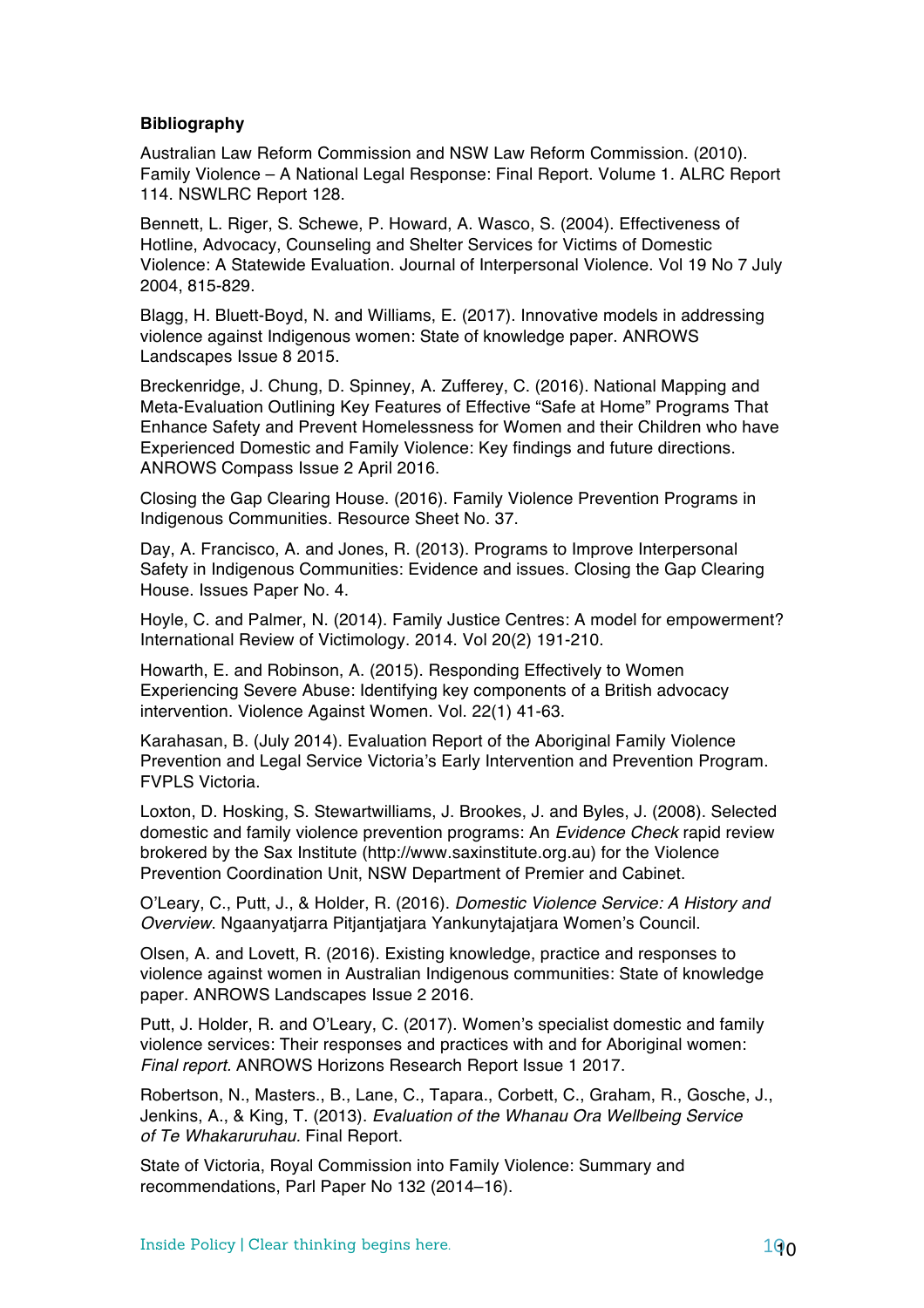**Bibliography**

Australian Law Reform Commission and NSW Law Reform Commission. (2010). Family Violence – A National Legal Response: Final Report. Volume 1. ALRC Report 114. NSWLRC Report 128.

Bennett, L. Riger, S. Schewe, P. Howard, A. Wasco, S. (2004). Effectiveness of Hotline, Advocacy, Counseling and Shelter Services for Victims of Domestic Violence: A Statewide Evaluation. Journal of Interpersonal Violence. Vol 19 No 7 July 2004, 815-829.

Blagg, H. Bluett-Boyd, N. and Williams, E. (2017). Innovative models in addressing violence against Indigenous women: State of knowledge paper. ANROWS Landscapes Issue 8 2015.

Breckenridge, J. Chung, D. Spinney, A. Zufferey, C. (2016). National Mapping and Meta-Evaluation Outlining Key Features of Effective "Safe at Home" Programs That Enhance Safety and Prevent Homelessness for Women and their Children who have Experienced Domestic and Family Violence: Key findings and future directions. ANROWS Compass Issue 2 April 2016.

Closing the Gap Clearing House. (2016). Family Violence Prevention Programs in Indigenous Communities. Resource Sheet No. 37.

Day, A. Francisco, A. and Jones, R. (2013). Programs to Improve Interpersonal Safety in Indigenous Communities: Evidence and issues. Closing the Gap Clearing House. Issues Paper No. 4.

Hoyle, C. and Palmer, N. (2014). Family Justice Centres: A model for empowerment? International Review of Victimology. 2014. Vol 20(2) 191-210.

Howarth, E. and Robinson, A. (2015). Responding Effectively to Women Experiencing Severe Abuse: Identifying key components of a British advocacy intervention. Violence Against Women. Vol. 22(1) 41-63.

Karahasan, B. (July 2014). Evaluation Report of the Aboriginal Family Violence Prevention and Legal Service Victoria's Early Intervention and Prevention Program. FVPLS Victoria.

Loxton, D. Hosking, S. Stewartwilliams, J. Brookes, J. and Byles, J. (2008). Selected domestic and family violence prevention programs: An *Evidence Check* rapid review brokered by the Sax Institute (http://www.saxinstitute.org.au) for the Violence Prevention Coordination Unit, NSW Department of Premier and Cabinet.

O'Leary, C., Putt, J., & Holder, R. (2016). *Domestic Violence Service: A History and Overview.* Ngaanyatjarra Pitjantjatjara Yankunytajatjara Women's Council.

Olsen, A. and Lovett, R. (2016). Existing knowledge, practice and responses to violence against women in Australian Indigenous communities: State of knowledge paper. ANROWS Landscapes Issue 2 2016.

Putt, J. Holder, R. and O'Leary, C. (2017). Women's specialist domestic and family violence services: Their responses and practices with and for Aboriginal women: *Final report.* ANROWS Horizons Research Report Issue 1 2017.

Robertson, N., Masters., B., Lane, C., Tapara., Corbett, C., Graham, R., Gosche, J., Jenkins, A., & King, T. (2013). *Evaluation of the Whanau Ora Wellbeing Service of Te Whakaruruhau.* Final Report.

State of Victoria, Royal Commission into Family Violence: Summary and recommendations, Parl Paper No 132 (2014–16).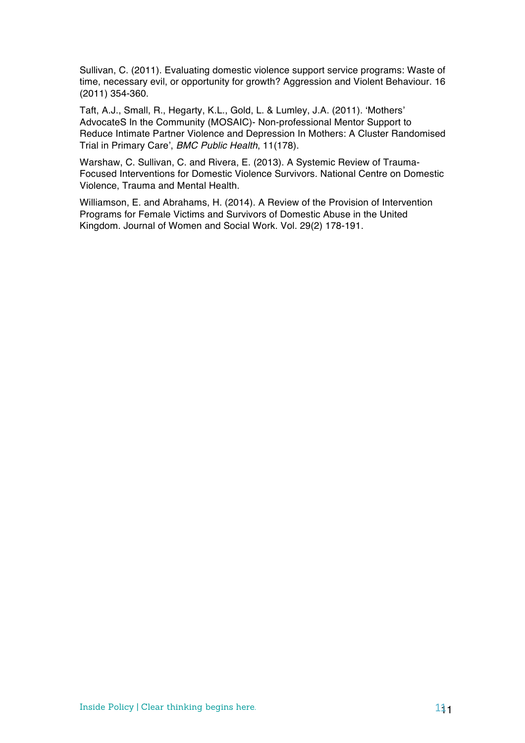Sullivan, C. (2011). Evaluating domestic violence support service programs: Waste of time, necessary evil, or opportunity for growth? Aggression and Violent Behaviour. 16 (2011) 354-360.

Taft, A.J., Small, R., Hegarty, K.L., Gold, L. & Lumley, J.A. (2011). 'Mothers' AdvocateS In the Community (MOSAIC)- Non-professional Mentor Support to Reduce Intimate Partner Violence and Depression In Mothers: A Cluster Randomised Trial in Primary Care', *BMC Public Health*, 11(178).

Warshaw, C. Sullivan, C. and Rivera, E. (2013). A Systemic Review of Trauma-Focused Interventions for Domestic Violence Survivors. National Centre on Domestic Violence, Trauma and Mental Health.

Williamson, E. and Abrahams, H. (2014). A Review of the Provision of Intervention Programs for Female Victims and Survivors of Domestic Abuse in the United Kingdom. Journal of Women and Social Work. Vol. 29(2) 178-191.